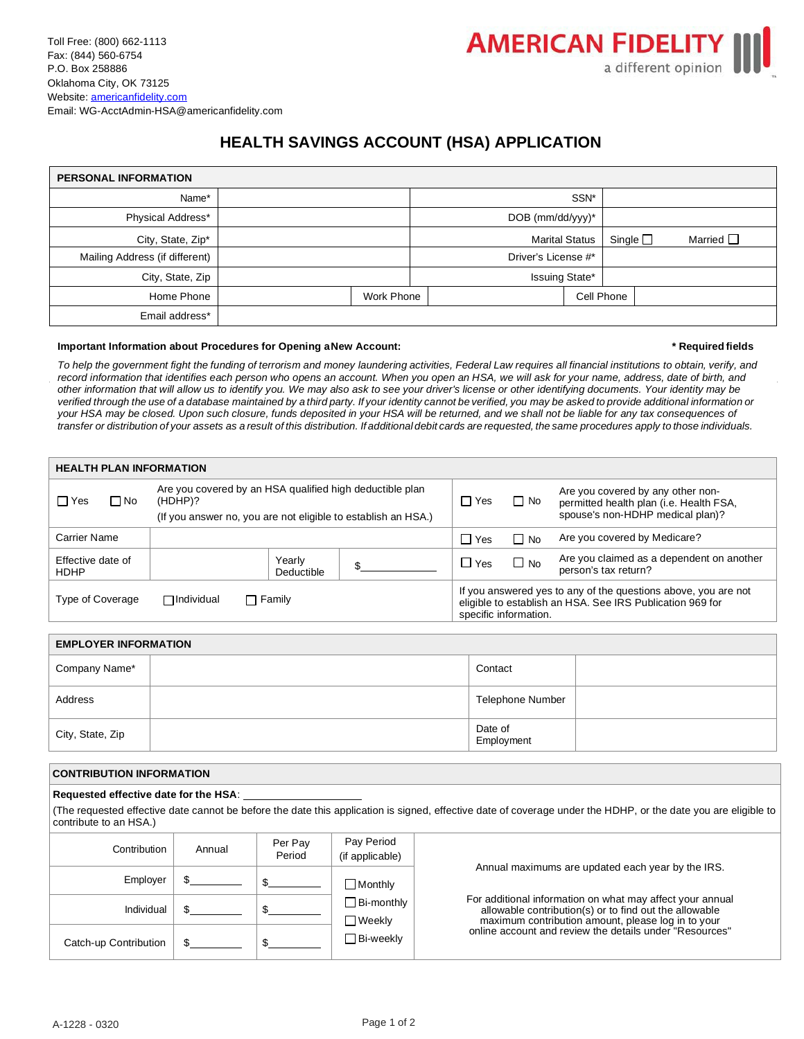Toll Free: (800) 662-1113
Fax: (844) 560-6754
P.O. Box 258886
Oklahoma City, OK 73125
Website: americanfidelity.com
Email: WG-AcctAdmin-HSA@americanfidelity.com

AMERICAN FIDELITY
a different opinion

# HEALTH SAVINGS ACCOUNT (HSA) APPLICATION

| PERSONAL INFORMATION | | | | | |
|---|---|---|---|---|---|
| Name* | | | | SSN* | |
| Physical Address* | | | | DOB (mm/dd/yyy)* | |
| City, State, Zip* | | | | Marital Status | Single ☐ Married ☐ |
| Mailing Address (if different) | | | | Driver's License #* | |
| City, State, Zip | | | | Issuing State* | |
| Home Phone | | Work Phone | | Cell Phone | |
| Email address* | | | | | |

**Important Information about Procedures for Opening a New Account:** **\* Required fields**

*To help the government fight the funding of terrorism and money laundering activities, Federal Law requires all financial institutions to obtain, verify, and record information that identifies each person who opens an account. When you open an HSA, we will ask for your name, address, date of birth, and other information that will allow us to identify you. We may also ask to see your driver's license or other identifying documents. Your identity may be verified through the use of a database maintained by a third party. If your identity cannot be verified, you may be asked to provide additional information or your HSA may be closed. Upon such closure, funds deposited in your HSA will be returned, and we shall not be liable for any tax consequences of transfer or distribution of your assets as a result of this distribution. If additional debit cards are requested, the same procedures apply to those individuals.*

| HEALTH PLAN INFORMATION | | | | | |
|---|---|---|---|---|---|
| ☐ Yes ☐ No | Are you covered by an HSA qualified high deductible plan (HDHP)? (If you answer no, you are not eligible to establish an HSA.) | | | ☐ Yes ☐ No | Are you covered by any other non-permitted health plan (i.e. Health FSA, spouse's non-HDHP medical plan)? |
| Carrier Name | | | | ☐ Yes ☐ No | Are you covered by Medicare? |
| Effective date of HDHP | | Yearly Deductible | $\_\_\_\_\_\_\_\_\_\_ | ☐ Yes ☐ No | Are you claimed as a dependent on another person's tax return? |
| Type of Coverage | ☐ Individual ☐ Family | | | If you answered yes to any of the questions above, you are not eligible to establish an HSA. See IRS Publication 969 for specific information. | |

| EMPLOYER INFORMATION | | | |
|---|---|---|---|
| Company Name* | | Contact | |
| Address | | Telephone Number | |
| City, State, Zip | | Date of Employment | |

**CONTRIBUTION INFORMATION**

**Requested effective date for the HSA**: \_\_\_\_\_\_\_\_\_\_\_\_\_\_\_\_\_\_\_\_

(The requested effective date cannot be before the date this application is signed, effective date of coverage under the HDHP, or the date you are eligible to contribute to an HSA.)

| Contribution | Annual | Per Pay Period | Pay Period (if applicable) |
|---|---|---|---|
| Employer | $\_\_\_\_\_\_\_\_\_ | $\_\_\_\_\_\_\_\_\_ | ☐ Monthly |
| Individual | $\_\_\_\_\_\_\_\_\_ | $\_\_\_\_\_\_\_\_\_ | ☐ Bi-monthly ☐ Weekly |
| Catch-up Contribution | $\_\_\_\_\_\_\_\_\_ | $\_\_\_\_\_\_\_\_\_ | ☐ Bi-weekly |

Annual maximums are updated each year by the IRS.

For additional information on what may affect your annual allowable contribution(s) or to find out the allowable maximum contribution amount, please log in to your online account and review the details under "Resources"

A-1228 - 0320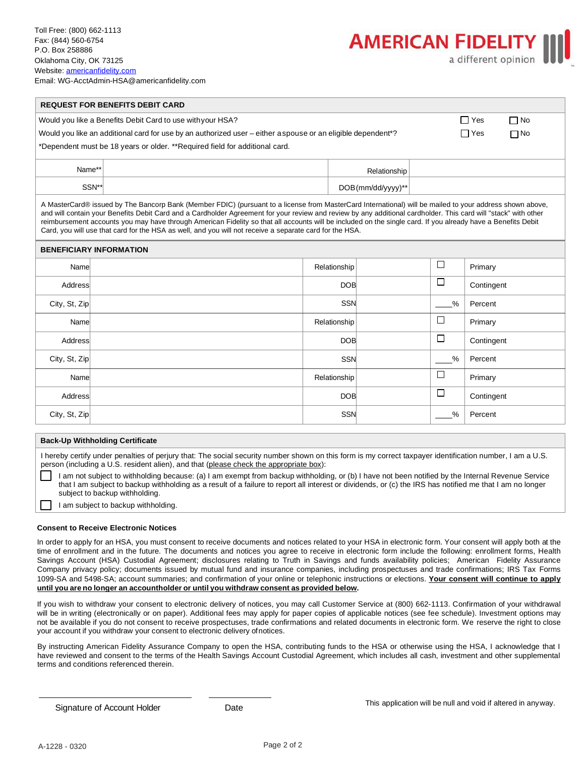Toll Free: (800) 662-1113
Fax: (844) 560-6754
P.O. Box 258886
Oklahoma City, OK 73125
Website: americanfidelity.com
Email: WG-AcctAdmin-HSA@americanfidelity.com

AMERICAN FIDELITY
a different opinion

## REQUEST FOR BENEFITS DEBIT CARD

| | | |
|---|---|---|
| Would you like a Benefits Debit Card to use withyour HSA? | ☐ Yes | ☐ No |
| Would you like an additional card for use by an authorized user – either aspouse or an eligible dependent*? | ☐ Yes | ☐ No |

*Dependent must be 18 years or older. **Required field for additional card.

| | | | |
|---|---|---|---|
| Name** | | Relationship | |
| SSN** | | DOB(mm/dd/yyyy)** | |

A MasterCard® issued by The Bancorp Bank (Member FDIC) (pursuant to a license from MasterCard International) will be mailed to your address shown above, and will contain your Benefits Debit Card and a Cardholder Agreement for your review and review by any additional cardholder. This card will "stack" with other reimbursement accounts you may have through American Fidelity so that all accounts will be included on the single card. If you already have a Benefits Debit Card, you will use that card for the HSA as well, and you will not receive a separate card for the HSA.

## BENEFICIARY INFORMATION

| | | | | | |
|---|---|---|---|---|---|
| Name | | Relationship | | ☐ | Primary |
| Address | | DOB | | ☐ | Contingent |
| City, St, Zip | | SSN | | ____% | Percent |
| Name | | Relationship | | ☐ | Primary |
| Address | | DOB | | ☐ | Contingent |
| City, St, Zip | | SSN | | ____% | Percent |
| Name | | Relationship | | ☐ | Primary |
| Address | | DOB | | ☐ | Contingent |
| City, St, Zip | | SSN | | ____% | Percent |

## Back-Up Withholding Certificate

I hereby certify under penalties of perjury that: The social security number shown on this form is my correct taxpayer identification number, I am a U.S. person (including a U.S. resident alien), and that (please check the appropriate box):

☐ I am not subject to withholding because: (a) I am exempt from backup withholding, or (b) I have not been notified by the Internal Revenue Service that I am subject to backup withholding as a result of a failure to report all interest or dividends, or (c) the IRS has notified me that I am no longer subject to backup withholding.

☐ I am subject to backup withholding.

### Consent to Receive Electronic Notices

In order to apply for an HSA, you must consent to receive documents and notices related to your HSA in electronic form. Your consent will apply both at the time of enrollment and in the future. The documents and notices you agree to receive in electronic form include the following: enrollment forms, Health Savings Account (HSA) Custodial Agreement; disclosures relating to Truth in Savings and funds availability policies; American Fidelity Assurance Company privacy policy; documents issued by mutual fund and insurance companies, including prospectuses and trade confirmations; IRS Tax Forms 1099-SA and 5498-SA; account summaries; and confirmation of your online or telephonic instructions or elections. **Your consent will continue to apply until you are no longer an accountholder or until you withdraw consent as provided below.**

If you wish to withdraw your consent to electronic delivery of notices, you may call Customer Service at (800) 662-1113. Confirmation of your withdrawal will be in writing (electronically or on paper). Additional fees may apply for paper copies of applicable notices (see fee schedule). Investment options may not be available if you do not consent to receive prospectuses, trade confirmations and related documents in electronic form. We reserve the right to close your account if you withdraw your consent to electronic delivery ofnotices.

By instructing American Fidelity Assurance Company to open the HSA, contributing funds to the HSA or otherwise using the HSA, I acknowledge that I have reviewed and consent to the terms of the Health Savings Account Custodial Agreement, which includes all cash, investment and other supplemental terms and conditions referenced therein.

______________________________ Signature of Account Holder

__________ Date

This application will be null and void if altered in anyway.

A-1228 - 0320